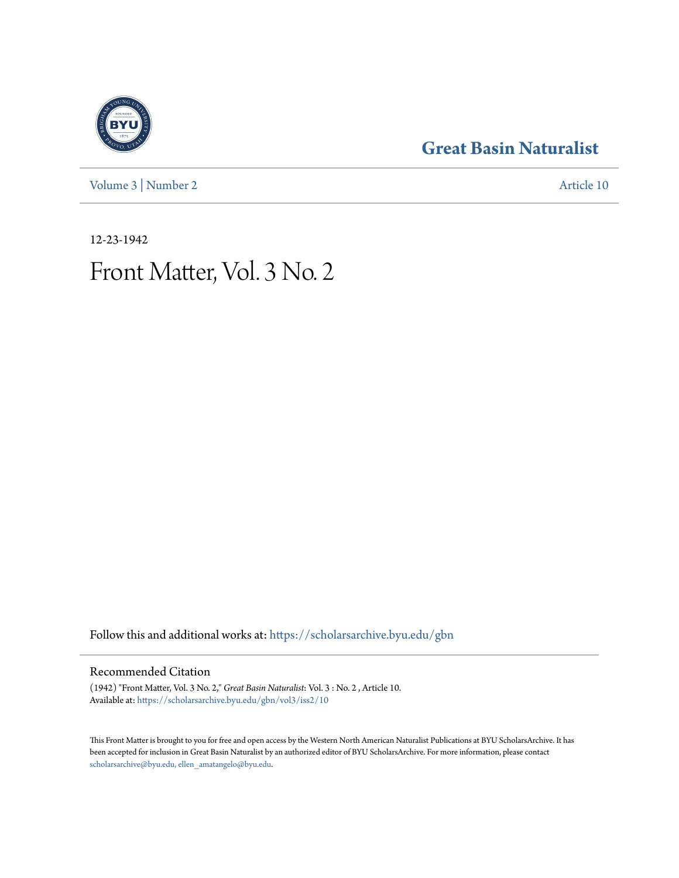Great Basin Naturalist

Volume 3 | Number 2 — Article 10

12-23-1942

# Front Matter, Vol. 3 No. 2

Follow this and additional works at: https://scholarsarchive.byu.edu/gbn

## Recommended Citation

(1942) "Front Matter, Vol. 3 No. 2," *Great Basin Naturalist*: Vol. 3 : No. 2 , Article 10.
Available at: https://scholarsarchive.byu.edu/gbn/vol3/iss2/10

This Front Matter is brought to you for free and open access by the Western North American Naturalist Publications at BYU ScholarsArchive. It has been accepted for inclusion in Great Basin Naturalist by an authorized editor of BYU ScholarsArchive. For more information, please contact scholarsarchive@byu.edu, ellen_amatangelo@byu.edu.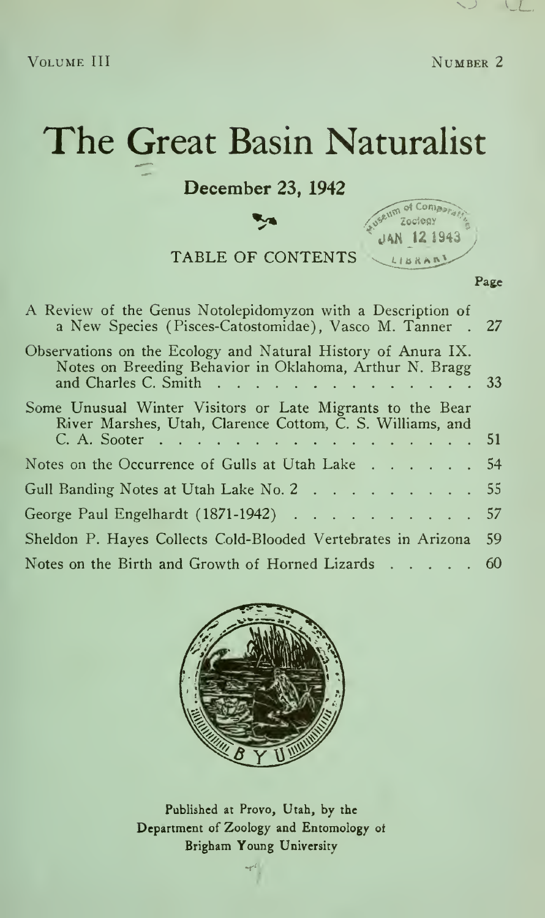Volume III — Number 2

# The Great Basin Naturalist

**December 23, 1942**

Museum of Comparative Zoology JAN 12 1943 LIBRARY

TABLE OF CONTENTS

| | Page |
|---|---|
| A Review of the Genus Notolepidomyzon with a Description of a New Species (Pisces-Catostomidae), Vasco M. Tanner | 27 |
| Observations on the Ecology and Natural History of Anura IX. Notes on Breeding Behavior in Oklahoma, Arthur N. Bragg and Charles C. Smith | 33 |
| Some Unusual Winter Visitors or Late Migrants to the Bear River Marshes, Utah, Clarence Cottom, C. S. Williams, and C. A. Sooter | 51 |
| Notes on the Occurrence of Gulls at Utah Lake | 54 |
| Gull Banding Notes at Utah Lake No. 2 | 55 |
| George Paul Engelhardt (1871-1942) | 57 |
| Sheldon P. Hayes Collects Cold-Blooded Vertebrates in Arizona | 59 |
| Notes on the Birth and Growth of Horned Lizards | 60 |

Published at Provo, Utah, by the Department of Zoology and Entomology of Brigham Young University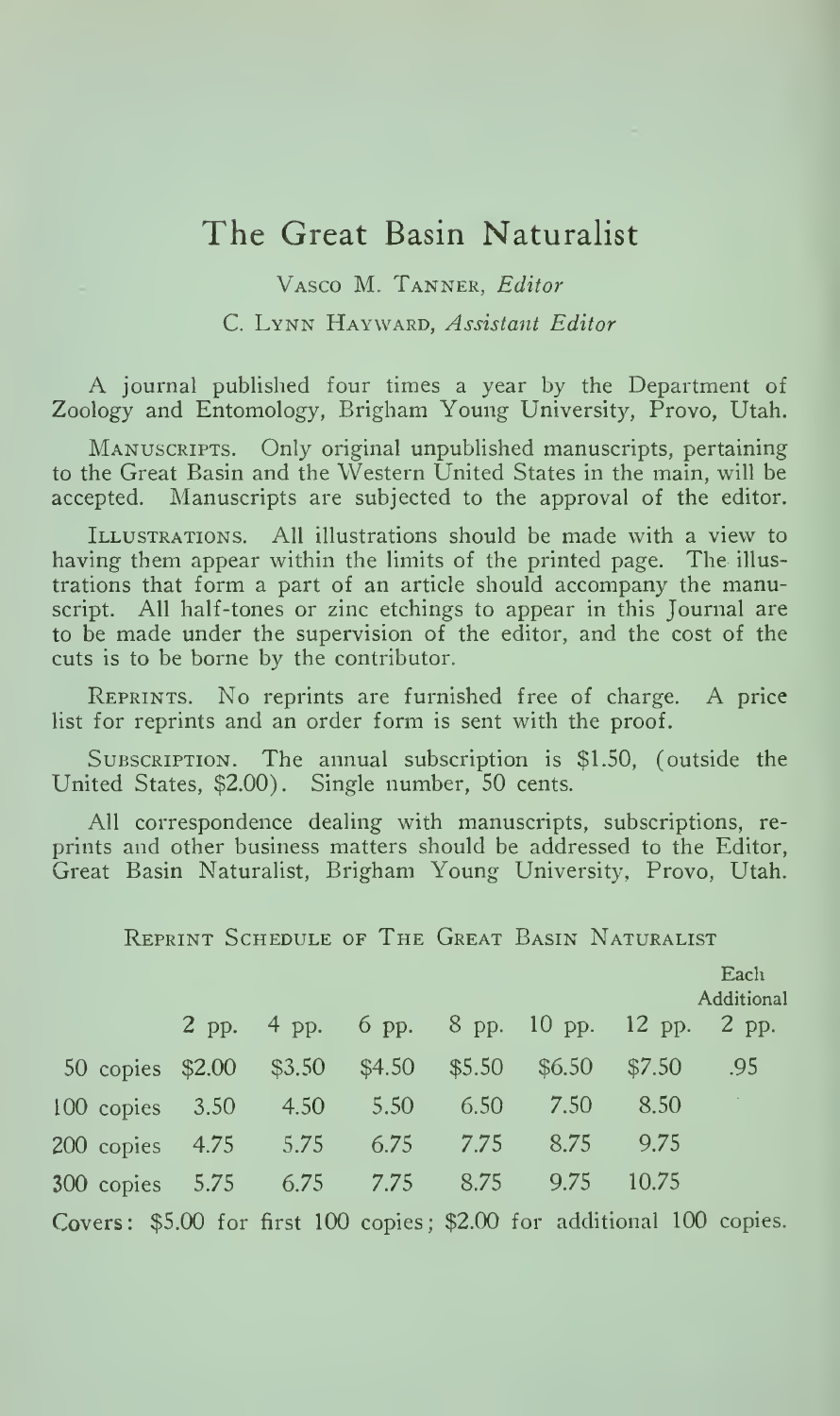# The Great Basin Naturalist

Vasco M. Tanner, *Editor*

C. Lynn Hayward, *Assistant Editor*

A journal published four times a year by the Department of Zoology and Entomology, Brigham Young University, Provo, Utah.

Manuscripts. Only original unpublished manuscripts, pertaining to the Great Basin and the Western United States in the main, will be accepted. Manuscripts are subjected to the approval of the editor.

Illustrations. All illustrations should be made with a view to having them appear within the limits of the printed page. The illustrations that form a part of an article should accompany the manuscript. All half-tones or zinc etchings to appear in this Journal are to be made under the supervision of the editor, and the cost of the cuts is to be borne by the contributor.

Reprints. No reprints are furnished free of charge. A price list for reprints and an order form is sent with the proof.

Subscription. The annual subscription is $1.50, (outside the United States, $2.00). Single number, 50 cents.

All correspondence dealing with manuscripts, subscriptions, reprints and other business matters should be addressed to the Editor, Great Basin Naturalist, Brigham Young University, Provo, Utah.

Reprint Schedule of The Great Basin Naturalist

| | 2 pp. | 4 pp. | 6 pp. | 8 pp. | 10 pp. | 12 pp. | Each Additional 2 pp. |
|---|---|---|---|---|---|---|---|
| 50 copies | $2.00 | $3.50 | $4.50 | $5.50 | $6.50 | $7.50 | .95 |
| 100 copies | 3.50 | 4.50 | 5.50 | 6.50 | 7.50 | 8.50 | |
| 200 copies | 4.75 | 5.75 | 6.75 | 7.75 | 8.75 | 9.75 | |
| 300 copies | 5.75 | 6.75 | 7.75 | 8.75 | 9.75 | 10.75 | |

Covers: $5.00 for first 100 copies; $2.00 for additional 100 copies.